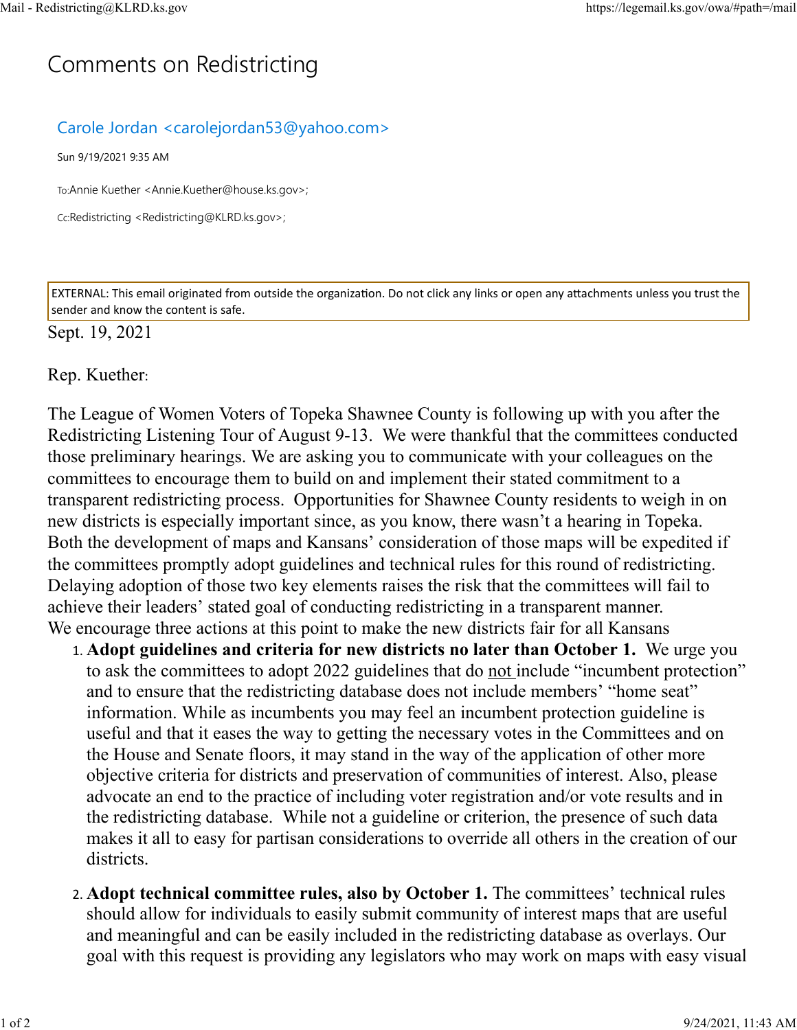# Comments on Redistricting

Carole Jordan <carolejordan53@yahoo.com>

Sun 9/19/2021 9:35 AM

To:Annie Kuether <Annie.Kuether@house.ks.gov>;

Cc:Redistricting <Redistricting@KLRD.ks.gov>;

EXTERNAL: This email originated from outside the organization. Do not click any links or open any attachments unless you trust the sender and know the content is safe.

Sept. 19, 2021

Rep. Kuether:

The League of Women Voters of Topeka Shawnee County is following up with you after the Redistricting Listening Tour of August 9-13. We were thankful that the committees conducted those preliminary hearings. We are asking you to communicate with your colleagues on the committees to encourage them to build on and implement their stated commitment to a transparent redistricting process. Opportunities for Shawnee County residents to weigh in on new districts is especially important since, as you know, there wasn't a hearing in Topeka. Both the development of maps and Kansans' consideration of those maps will be expedited if the committees promptly adopt guidelines and technical rules for this round of redistricting. Delaying adoption of those two key elements raises the risk that the committees will fail to achieve their leaders' stated goal of conducting redistricting in a transparent manner.

We encourage three actions at this point to make the new districts fair for all Kansans

1. **Adopt guidelines and criteria for new districts no later than October 1.** We urge you to ask the committees to adopt 2022 guidelines that do not include "incumbent protection" and to ensure that the redistricting database does not include members' "home seat" information. While as incumbents you may feel an incumbent protection guideline is useful and that it eases the way to getting the necessary votes in the Committees and on the House and Senate floors, it may stand in the way of the application of other more objective criteria for districts and preservation of communities of interest. Also, please advocate an end to the practice of including voter registration and/or vote results and in the redistricting database. While not a guideline or criterion, the presence of such data makes it all to easy for partisan considerations to override all others in the creation of our districts.

2. **Adopt technical committee rules, also by October 1.** The committees' technical rules should allow for individuals to easily submit community of interest maps that are useful and meaningful and can be easily included in the redistricting database as overlays. Our goal with this request is providing any legislators who may work on maps with easy visual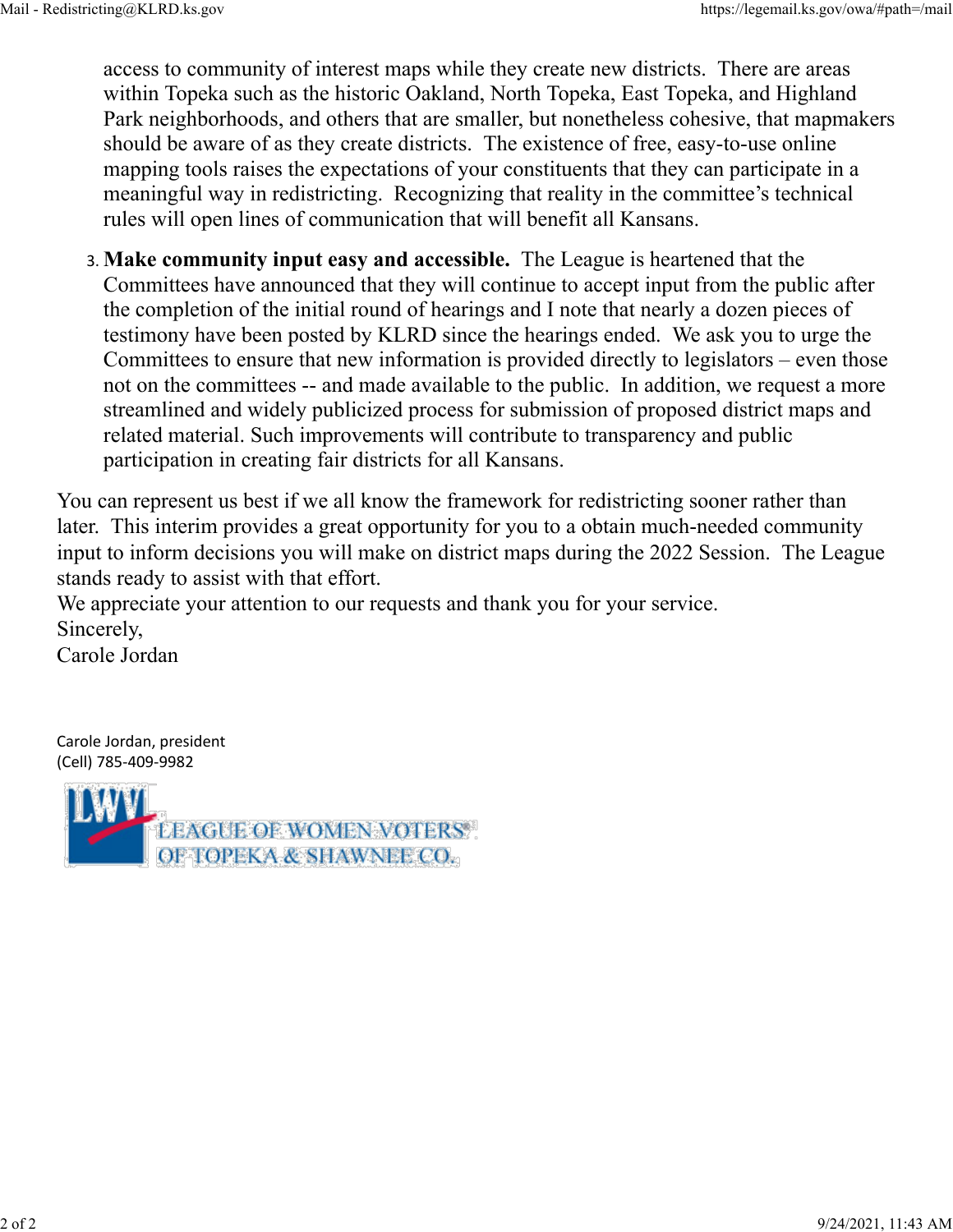access to community of interest maps while they create new districts. There are areas within Topeka such as the historic Oakland, North Topeka, East Topeka, and Highland Park neighborhoods, and others that are smaller, but nonetheless cohesive, that mapmakers should be aware of as they create districts. The existence of free, easy-to-use online mapping tools raises the expectations of your constituents that they can participate in a meaningful way in redistricting. Recognizing that reality in the committee's technical rules will open lines of communication that will benefit all Kansans.

3. **Make community input easy and accessible.** The League is heartened that the Committees have announced that they will continue to accept input from the public after the completion of the initial round of hearings and I note that nearly a dozen pieces of testimony have been posted by KLRD since the hearings ended. We ask you to urge the Committees to ensure that new information is provided directly to legislators – even those not on the committees -- and made available to the public. In addition, we request a more streamlined and widely publicized process for submission of proposed district maps and related material. Such improvements will contribute to transparency and public participation in creating fair districts for all Kansans.

You can represent us best if we all know the framework for redistricting sooner rather than later. This interim provides a great opportunity for you to a obtain much-needed community input to inform decisions you will make on district maps during the 2022 Session. The League stands ready to assist with that effort.

We appreciate your attention to our requests and thank you for your service.

Sincerely,

Carole Jordan

Carole Jordan, president
(Cell) 785-409-9982

LWV LEAGUE OF WOMEN VOTERS® OF TOPEKA & SHAWNEE CO.